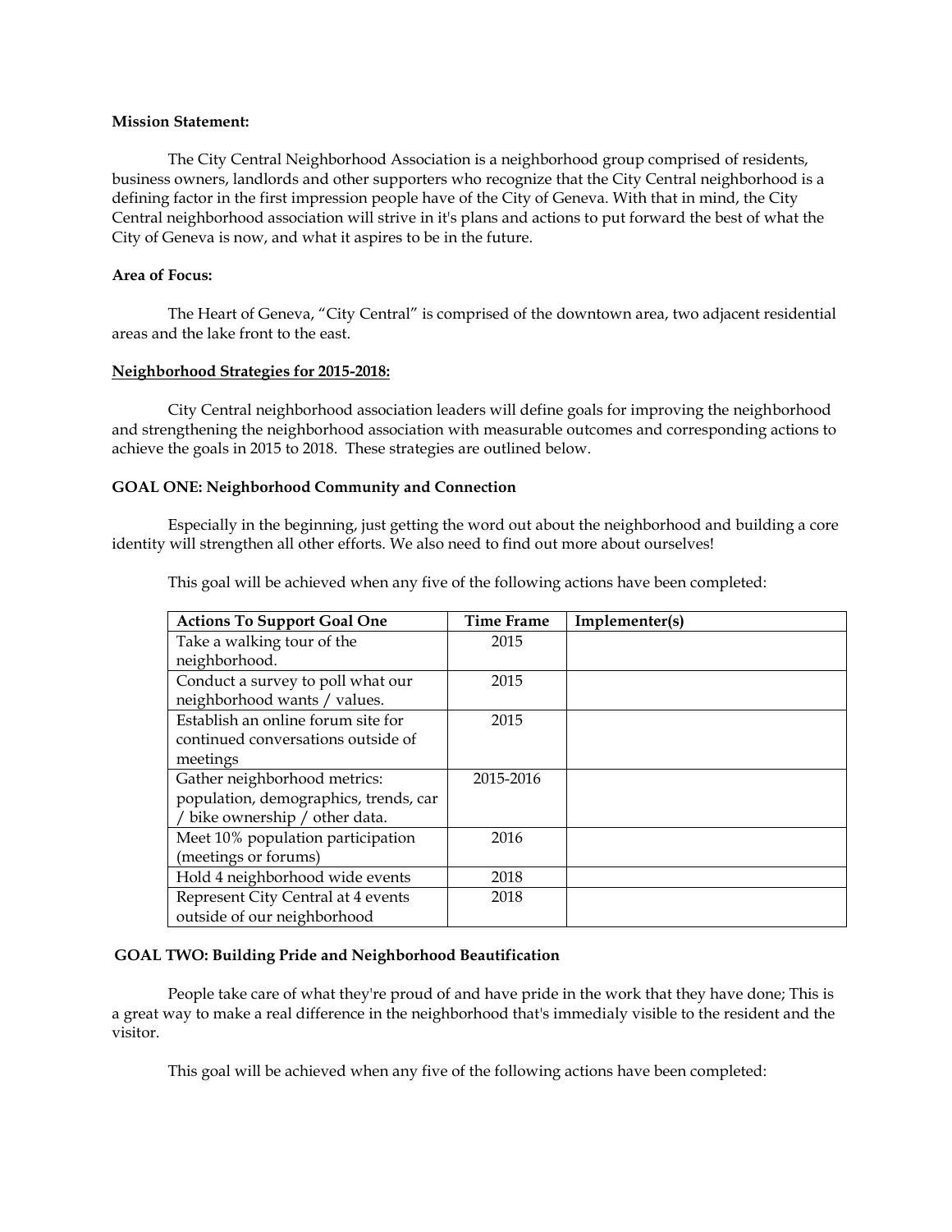**Mission Statement:**

The City Central Neighborhood Association is a neighborhood group comprised of residents, business owners, landlords and other supporters who recognize that the City Central neighborhood is a defining factor in the first impression people have of the City of Geneva. With that in mind, the City Central neighborhood association will strive in it's plans and actions to put forward the best of what the City of Geneva is now, and what it aspires to be in the future.

**Area of Focus:**

The Heart of Geneva, "City Central" is comprised of the downtown area, two adjacent residential areas and the lake front to the east.

**Neighborhood Strategies for 2015-2018:**

City Central neighborhood association leaders will define goals for improving the neighborhood and strengthening the neighborhood association with measurable outcomes and corresponding actions to achieve the goals in 2015 to 2018. These strategies are outlined below.

**GOAL ONE: Neighborhood Community and Connection**

Especially in the beginning, just getting the word out about the neighborhood and building a core identity will strengthen all other efforts. We also need to find out more about ourselves!

This goal will be achieved when any five of the following actions have been completed:

| Actions To Support Goal One | Time Frame | Implementer(s) |
|---|---|---|
| Take a walking tour of the neighborhood. | 2015 | |
| Conduct a survey to poll what our neighborhood wants / values. | 2015 | |
| Establish an online forum site for continued conversations outside of meetings | 2015 | |
| Gather neighborhood metrics: population, demographics, trends, car / bike ownership / other data. | 2015-2016 | |
| Meet 10% population participation (meetings or forums) | 2016 | |
| Hold 4 neighborhood wide events | 2018 | |
| Represent City Central at 4 events outside of our neighborhood | 2018 | |

**GOAL TWO: Building Pride and Neighborhood Beautification**

People take care of what they're proud of and have pride in the work that they have done; This is a great way to make a real difference in the neighborhood that's immedialy visible to the resident and the visitor.

This goal will be achieved when any five of the following actions have been completed: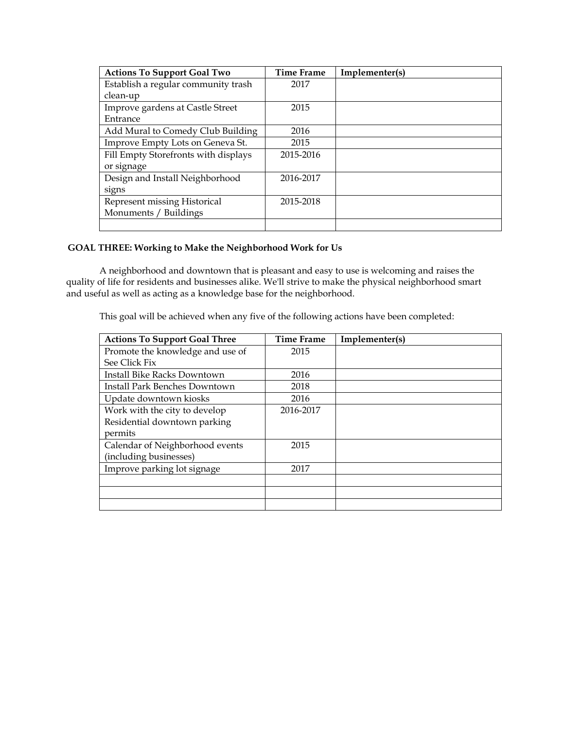| Actions To Support Goal Two | Time Frame | Implementer(s) |
|---|---|---|
| Establish a regular community trash clean-up | 2017 | |
| Improve gardens at Castle Street Entrance | 2015 | |
| Add Mural to Comedy Club Building | 2016 | |
| Improve Empty Lots on Geneva St. | 2015 | |
| Fill Empty Storefronts with displays or signage | 2015-2016 | |
| Design and Install Neighborhood signs | 2016-2017 | |
| Represent missing Historical Monuments / Buildings | 2015-2018 | |
| | | |

**GOAL THREE: Working to Make the Neighborhood Work for Us**

A neighborhood and downtown that is pleasant and easy to use is welcoming and raises the quality of life for residents and businesses alike. We'll strive to make the physical neighborhood smart and useful as well as acting as a knowledge base for the neighborhood.

This goal will be achieved when any five of the following actions have been completed:

| Actions To Support Goal Three | Time Frame | Implementer(s) |
|---|---|---|
| Promote the knowledge and use of See Click Fix | 2015 | |
| Install Bike Racks Downtown | 2016 | |
| Install Park Benches Downtown | 2018 | |
| Update downtown kiosks | 2016 | |
| Work with the city to develop Residential downtown parking permits | 2016-2017 | |
| Calendar of Neighborhood events (including businesses) | 2015 | |
| Improve parking lot signage | 2017 | |
| | | |
| | | |
| | | |